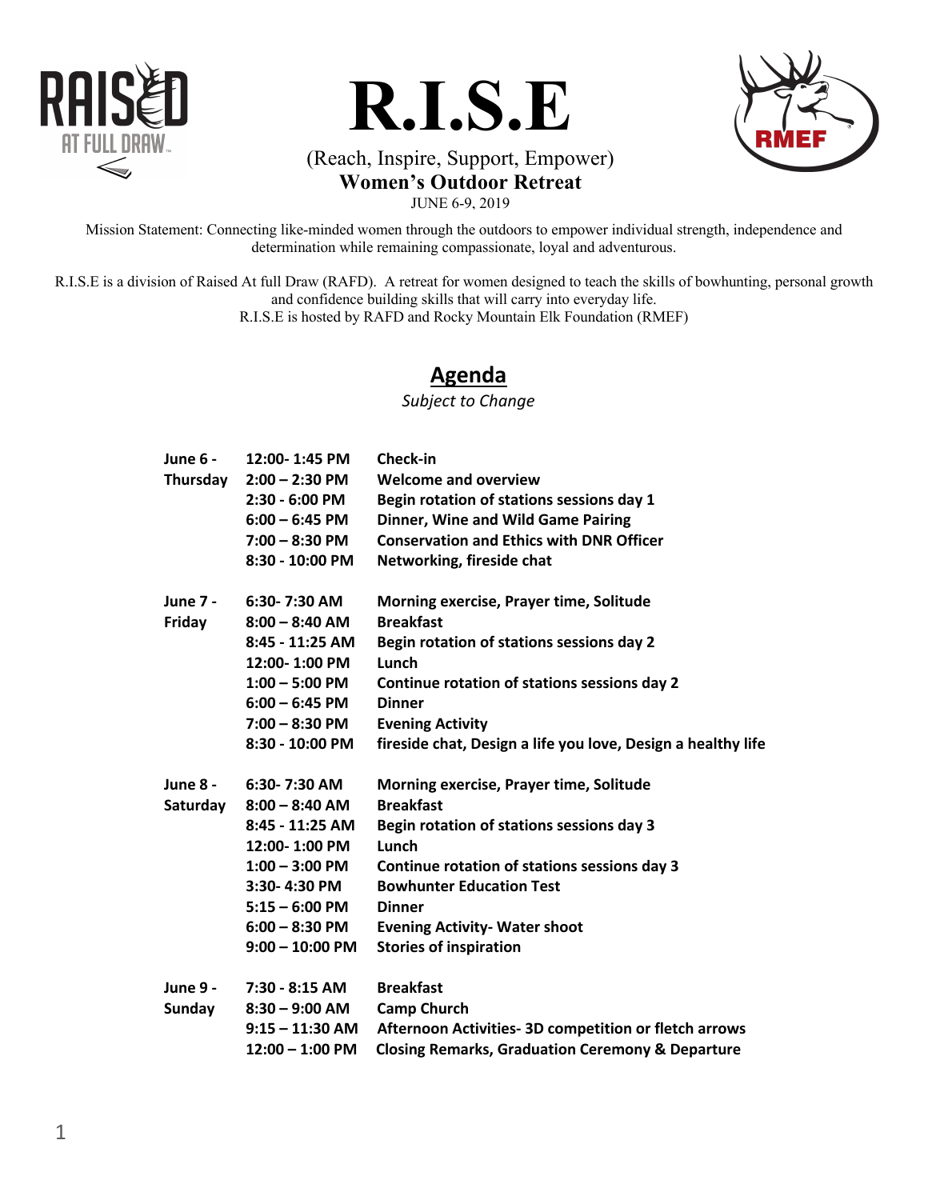# R.I.S.E

(Reach, Inspire, Support, Empower)

**Women's Outdoor Retreat**

JUNE 6-9, 2019

Mission Statement: Connecting like-minded women through the outdoors to empower individual strength, independence and determination while remaining compassionate, loyal and adventurous.

R.I.S.E is a division of Raised At full Draw (RAFD). A retreat for women designed to teach the skills of bowhunting, personal growth and confidence building skills that will carry into everyday life.
R.I.S.E is hosted by RAFD and Rocky Mountain Elk Foundation (RMEF)

## Agenda

*Subject to Change*

| Day | Time | Activity |
|---|---|---|
| **June 6 - Thursday** | **12:00- 1:45 PM** | **Check-in** |
| | **2:00 – 2:30 PM** | **Welcome and overview** |
| | **2:30 - 6:00 PM** | **Begin rotation of stations sessions day 1** |
| | **6:00 – 6:45 PM** | **Dinner, Wine and Wild Game Pairing** |
| | **7:00 – 8:30 PM** | **Conservation and Ethics with DNR Officer** |
| | **8:30 - 10:00 PM** | **Networking, fireside chat** |
| **June 7 - Friday** | **6:30- 7:30 AM** | **Morning exercise, Prayer time, Solitude** |
| | **8:00 – 8:40 AM** | **Breakfast** |
| | **8:45 - 11:25 AM** | **Begin rotation of stations sessions day 2** |
| | **12:00- 1:00 PM** | **Lunch** |
| | **1:00 – 5:00 PM** | **Continue rotation of stations sessions day 2** |
| | **6:00 – 6:45 PM** | **Dinner** |
| | **7:00 – 8:30 PM** | **Evening Activity** |
| | **8:30 - 10:00 PM** | **fireside chat, Design a life you love, Design a healthy life** |
| **June 8 - Saturday** | **6:30- 7:30 AM** | **Morning exercise, Prayer time, Solitude** |
| | **8:00 – 8:40 AM** | **Breakfast** |
| | **8:45 - 11:25 AM** | **Begin rotation of stations sessions day 3** |
| | **12:00- 1:00 PM** | **Lunch** |
| | **1:00 – 3:00 PM** | **Continue rotation of stations sessions day 3** |
| | **3:30- 4:30 PM** | **Bowhunter Education Test** |
| | **5:15 – 6:00 PM** | **Dinner** |
| | **6:00 – 8:30 PM** | **Evening Activity- Water shoot** |
| | **9:00 – 10:00 PM** | **Stories of inspiration** |
| **June 9 - Sunday** | **7:30 - 8:15 AM** | **Breakfast** |
| | **8:30 – 9:00 AM** | **Camp Church** |
| | **9:15 – 11:30 AM** | **Afternoon Activities- 3D competition or fletch arrows** |
| | **12:00 – 1:00 PM** | **Closing Remarks, Graduation Ceremony & Departure** |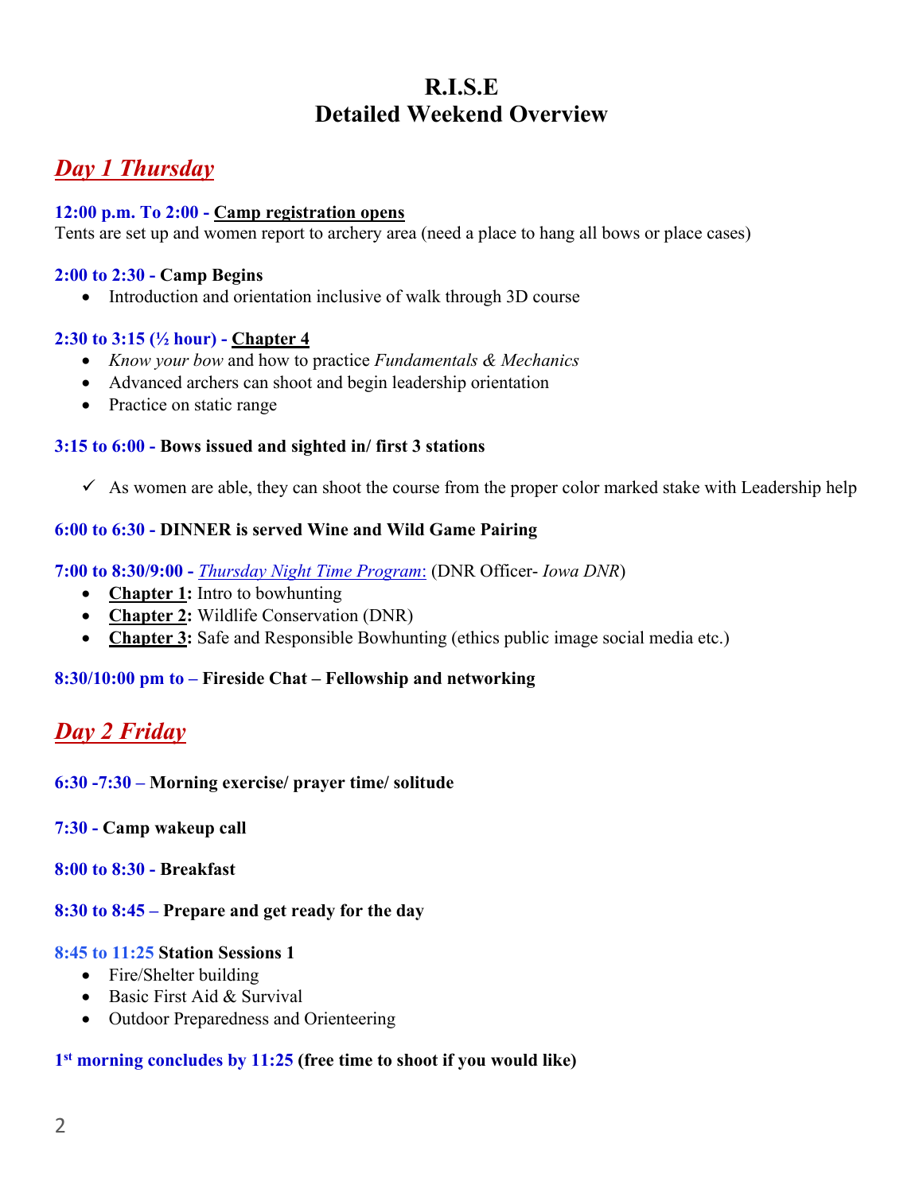# R.I.S.E
# Detailed Weekend Overview

## *Day 1 Thursday*

**12:00 p.m. To 2:00 - Camp registration opens**
Tents are set up and women report to archery area (need a place to hang all bows or place cases)

**2:00 to 2:30 - Camp Begins**

- Introduction and orientation inclusive of walk through 3D course

**2:30 to 3:15 (½ hour) - Chapter 4**

- *Know your bow* and how to practice *Fundamentals & Mechanics*
- Advanced archers can shoot and begin leadership orientation
- Practice on static range

**3:15 to 6:00 - Bows issued and sighted in/ first 3 stations**

- ✓ As women are able, they can shoot the course from the proper color marked stake with Leadership help

**6:00 to 6:30 - DINNER is served Wine and Wild Game Pairing**

**7:00 to 8:30/9:00 -** *Thursday Night Time Program*: (DNR Officer- *Iowa DNR*)

- **Chapter 1:** Intro to bowhunting
- **Chapter 2:** Wildlife Conservation (DNR)
- **Chapter 3:** Safe and Responsible Bowhunting (ethics public image social media etc.)

**8:30/10:00 pm to – Fireside Chat – Fellowship and networking**

## *Day 2 Friday*

**6:30 -7:30 – Morning exercise/ prayer time/ solitude**

**7:30 - Camp wakeup call**

**8:00 to 8:30 - Breakfast**

**8:30 to 8:45 – Prepare and get ready for the day**

**8:45 to 11:25 Station Sessions 1**

- Fire/Shelter building
- Basic First Aid & Survival
- Outdoor Preparedness and Orienteering

**1st morning concludes by 11:25 (free time to shoot if you would like)**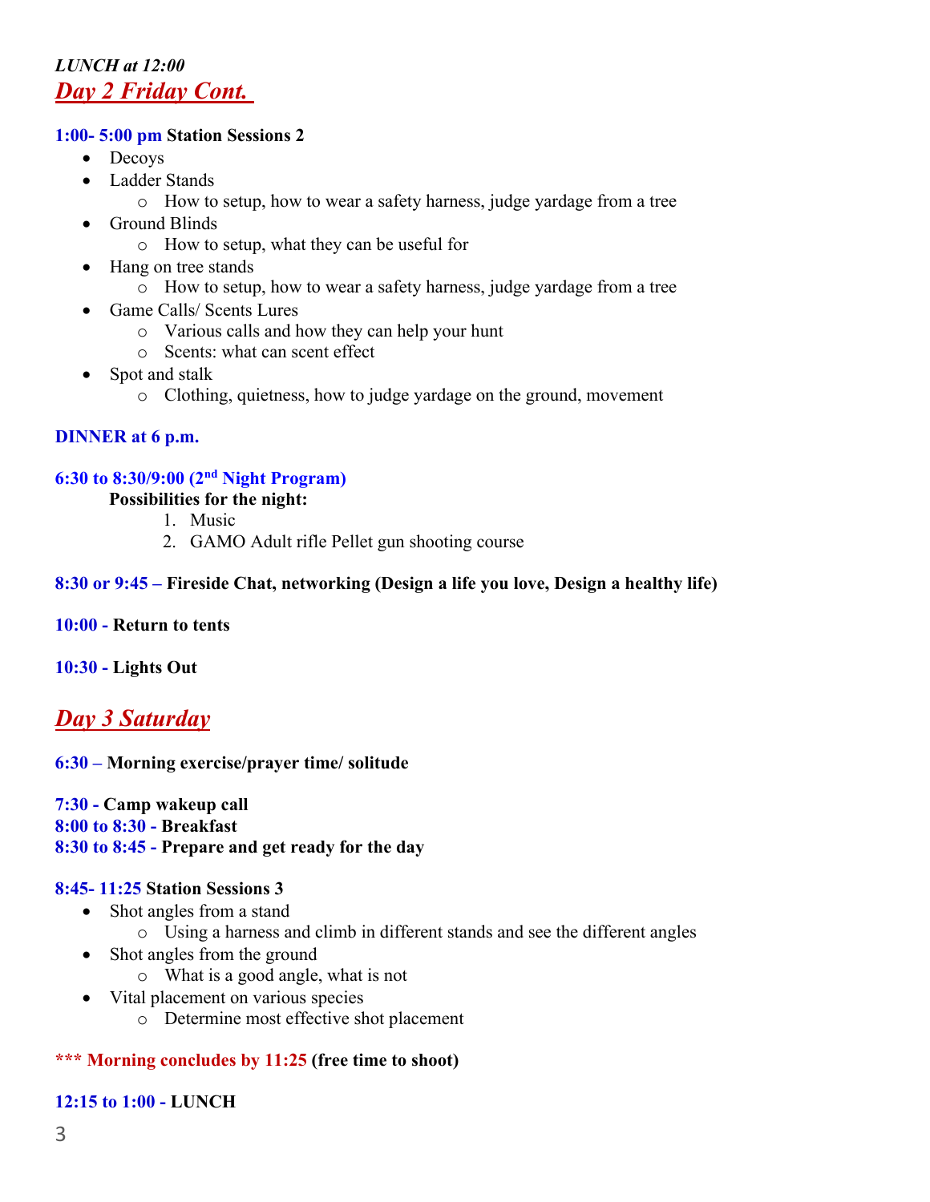***LUNCH at 12:00***

## ***Day 2 Friday Cont.***

**1:00- 5:00 pm Station Sessions 2**

- Decoys
- Ladder Stands
  - How to setup, how to wear a safety harness, judge yardage from a tree
- Ground Blinds
  - How to setup, what they can be useful for
- Hang on tree stands
  - How to setup, how to wear a safety harness, judge yardage from a tree
- Game Calls/ Scents Lures
  - Various calls and how they can help your hunt
  - Scents: what can scent effect
- Spot and stalk
  - Clothing, quietness, how to judge yardage on the ground, movement

**DINNER at 6 p.m.**

**6:30 to 8:30/9:00 (2nd Night Program)**

**Possibilities for the night:**

1. Music
2. GAMO Adult rifle Pellet gun shooting course

**8:30 or 9:45 – Fireside Chat, networking (Design a life you love, Design a healthy life)**

**10:00 - Return to tents**

**10:30 - Lights Out**

## ***Day 3 Saturday***

**6:30 – Morning exercise/prayer time/ solitude**

**7:30 - Camp wakeup call**
**8:00 to 8:30 - Breakfast**
**8:30 to 8:45 - Prepare and get ready for the day**

**8:45- 11:25 Station Sessions 3**

- Shot angles from a stand
  - Using a harness and climb in different stands and see the different angles
- Shot angles from the ground
  - What is a good angle, what is not
- Vital placement on various species
  - Determine most effective shot placement

**\*\*\* Morning concludes by 11:25 (free time to shoot)**

**12:15 to 1:00 - LUNCH**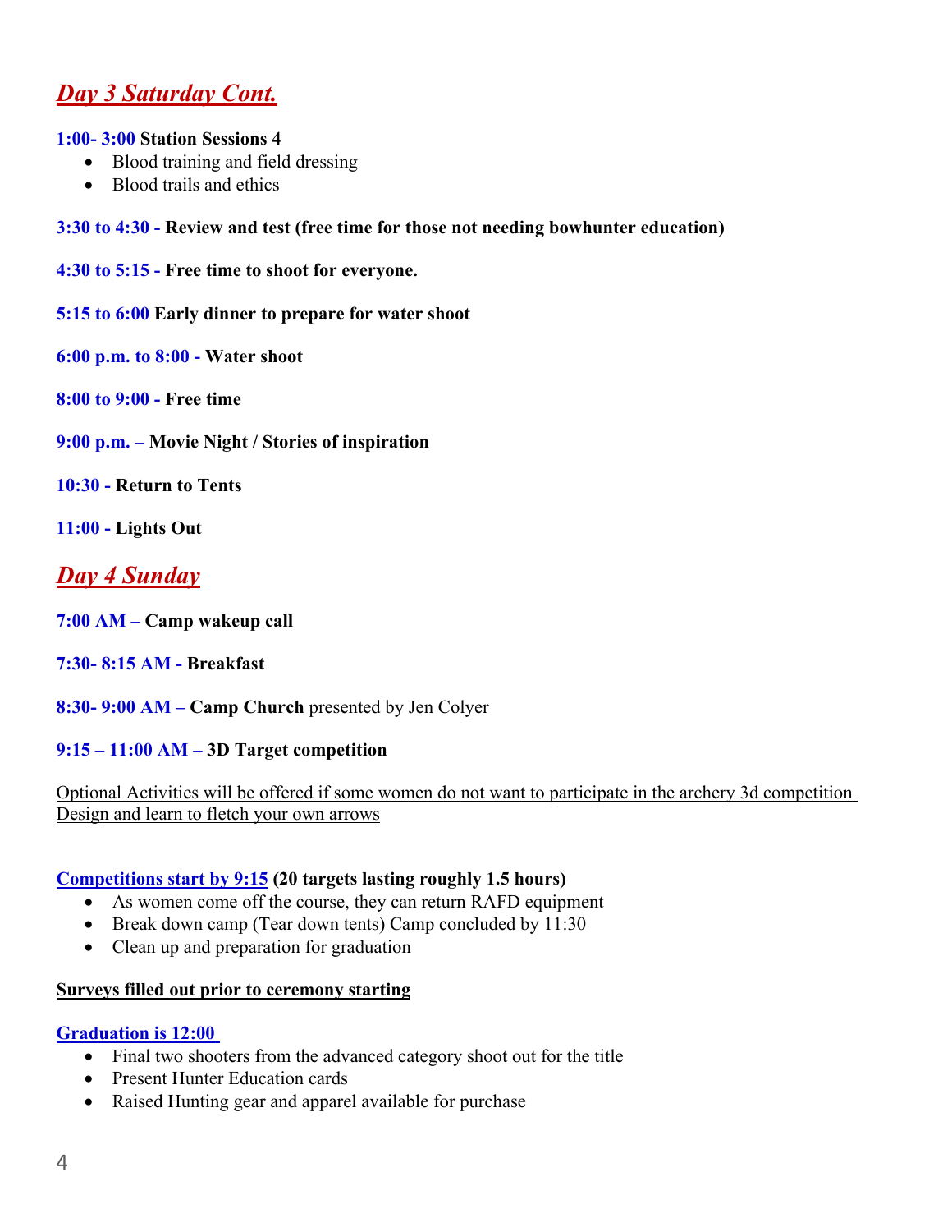## ***Day 3 Saturday Cont.***

**1:00- 3:00 Station Sessions 4**

- Blood training and field dressing
- Blood trails and ethics

**3:30 to 4:30 - Review and test (free time for those not needing bowhunter education)**

**4:30 to 5:15 - Free time to shoot for everyone.**

**5:15 to 6:00 Early dinner to prepare for water shoot**

**6:00 p.m. to 8:00 - Water shoot**

**8:00 to 9:00 - Free time**

**9:00 p.m. – Movie Night / Stories of inspiration**

**10:30 - Return to Tents**

**11:00 - Lights Out**

## ***Day 4 Sunday***

**7:00 AM – Camp wakeup call**

**7:30- 8:15 AM - Breakfast**

**8:30- 9:00 AM – Camp Church** presented by Jen Colyer

**9:15 – 11:00 AM – 3D Target competition**

Optional Activities will be offered if some women do not want to participate in the archery 3d competition
Design and learn to fletch your own arrows

**Competitions start by 9:15 (20 targets lasting roughly 1.5 hours)**

- As women come off the course, they can return RAFD equipment
- Break down camp (Tear down tents) Camp concluded by 11:30
- Clean up and preparation for graduation

**Surveys filled out prior to ceremony starting**

**Graduation is 12:00**

- Final two shooters from the advanced category shoot out for the title
- Present Hunter Education cards
- Raised Hunting gear and apparel available for purchase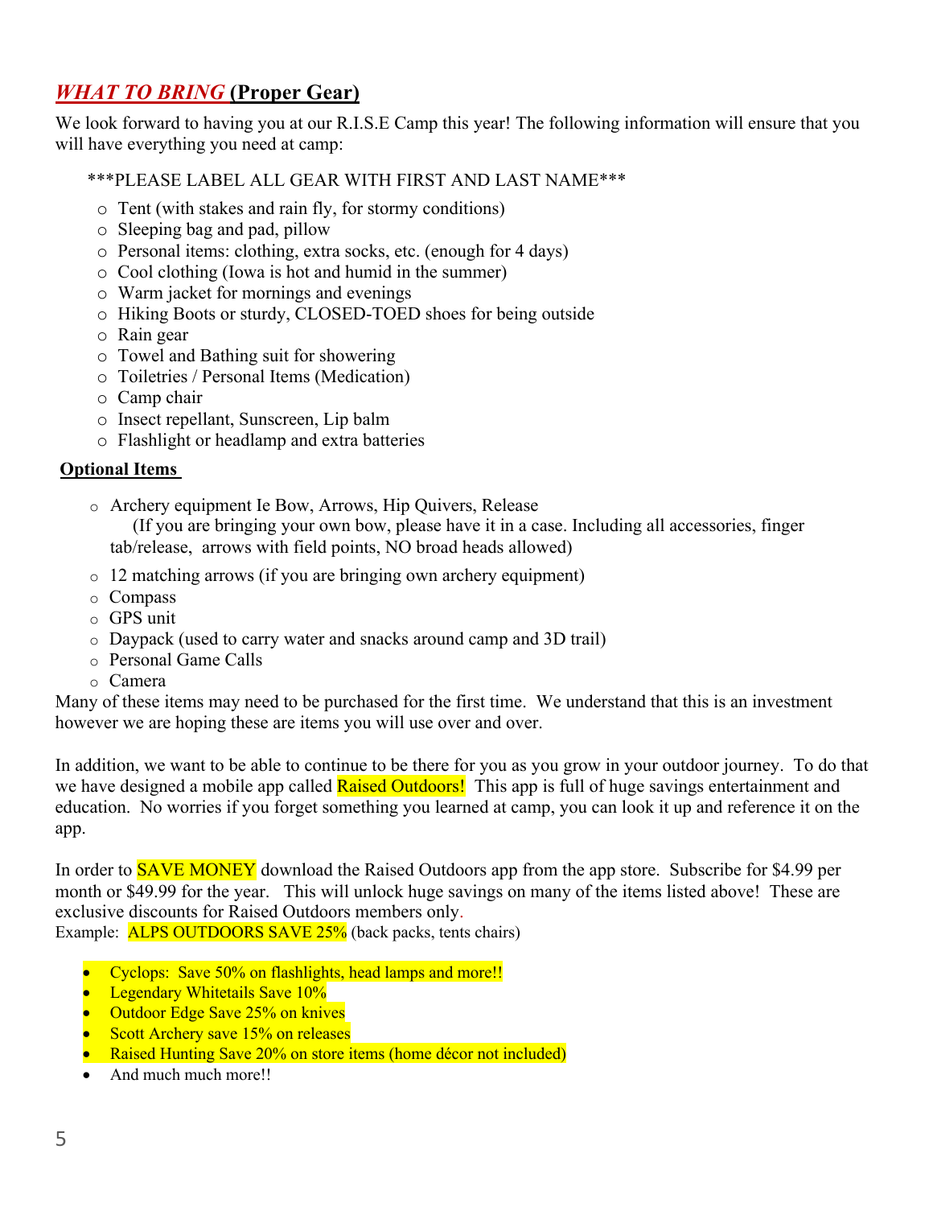## *WHAT TO BRING* (Proper Gear)

We look forward to having you at our R.I.S.E Camp this year! The following information will ensure that you will have everything you need at camp:

***PLEASE LABEL ALL GEAR WITH FIRST AND LAST NAME***

- Tent (with stakes and rain fly, for stormy conditions)
- Sleeping bag and pad, pillow
- Personal items: clothing, extra socks, etc. (enough for 4 days)
- Cool clothing (Iowa is hot and humid in the summer)
- Warm jacket for mornings and evenings
- Hiking Boots or sturdy, CLOSED-TOED shoes for being outside
- Rain gear
- Towel and Bathing suit for showering
- Toiletries / Personal Items (Medication)
- Camp chair
- Insect repellant, Sunscreen, Lip balm
- Flashlight or headlamp and extra batteries

### Optional Items

- Archery equipment Ie Bow, Arrows, Hip Quivers, Release
  (If you are bringing your own bow, please have it in a case. Including all accessories, finger tab/release, arrows with field points, NO broad heads allowed)
- 12 matching arrows (if you are bringing own archery equipment)
- Compass
- GPS unit
- Daypack (used to carry water and snacks around camp and 3D trail)
- Personal Game Calls
- Camera

Many of these items may need to be purchased for the first time. We understand that this is an investment however we are hoping these are items you will use over and over.

In addition, we want to be able to continue to be there for you as you grow in your outdoor journey. To do that we have designed a mobile app called Raised Outdoors! This app is full of huge savings entertainment and education. No worries if you forget something you learned at camp, you can look it up and reference it on the app.

In order to SAVE MONEY download the Raised Outdoors app from the app store. Subscribe for $4.99 per month or $49.99 for the year. This will unlock huge savings on many of the items listed above! These are exclusive discounts for Raised Outdoors members only.

Example: ALPS OUTDOORS SAVE 25% (back packs, tents chairs)

- Cyclops: Save 50% on flashlights, head lamps and more!!
- Legendary Whitetails Save 10%
- Outdoor Edge Save 25% on knives
- Scott Archery save 15% on releases
- Raised Hunting Save 20% on store items (home décor not included)
- And much much more!!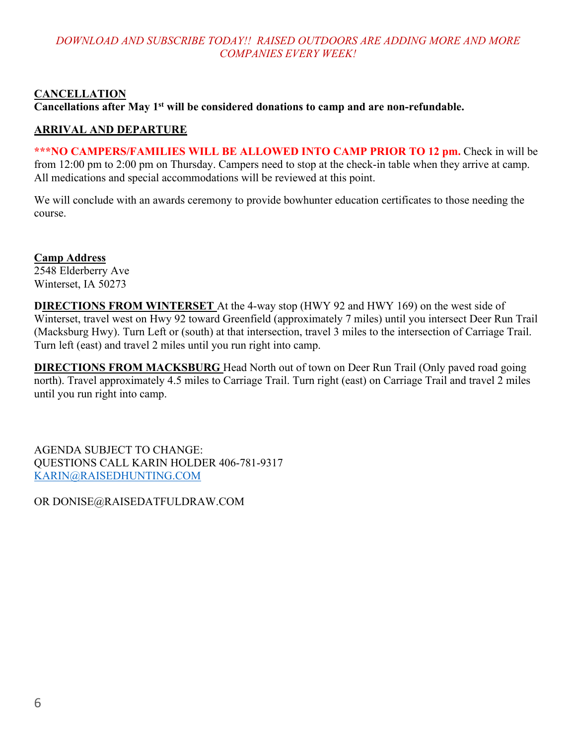*DOWNLOAD AND SUBSCRIBE TODAY!! RAISED OUTDOORS ARE ADDING MORE AND MORE COMPANIES EVERY WEEK!*

**CANCELLATION**

**Cancellations after May 1st will be considered donations to camp and are non-refundable.**

**ARRIVAL AND DEPARTURE**

**\*\*\*NO CAMPERS/FAMILIES WILL BE ALLOWED INTO CAMP PRIOR TO 12 pm.** Check in will be from 12:00 pm to 2:00 pm on Thursday. Campers need to stop at the check-in table when they arrive at camp. All medications and special accommodations will be reviewed at this point.

We will conclude with an awards ceremony to provide bowhunter education certificates to those needing the course.

**Camp Address**

2548 Elderberry Ave
Winterset, IA 50273

**DIRECTIONS FROM WINTERSET** At the 4-way stop (HWY 92 and HWY 169) on the west side of Winterset, travel west on Hwy 92 toward Greenfield (approximately 7 miles) until you intersect Deer Run Trail (Macksburg Hwy). Turn Left or (south) at that intersection, travel 3 miles to the intersection of Carriage Trail. Turn left (east) and travel 2 miles until you run right into camp.

**DIRECTIONS FROM MACKSBURG** Head North out of town on Deer Run Trail (Only paved road going north). Travel approximately 4.5 miles to Carriage Trail. Turn right (east) on Carriage Trail and travel 2 miles until you run right into camp.

AGENDA SUBJECT TO CHANGE:
QUESTIONS CALL KARIN HOLDER 406-781-9317
KARIN@RAISEDHUNTING.COM

OR DONISE@RAISEDATFULDRAW.COM